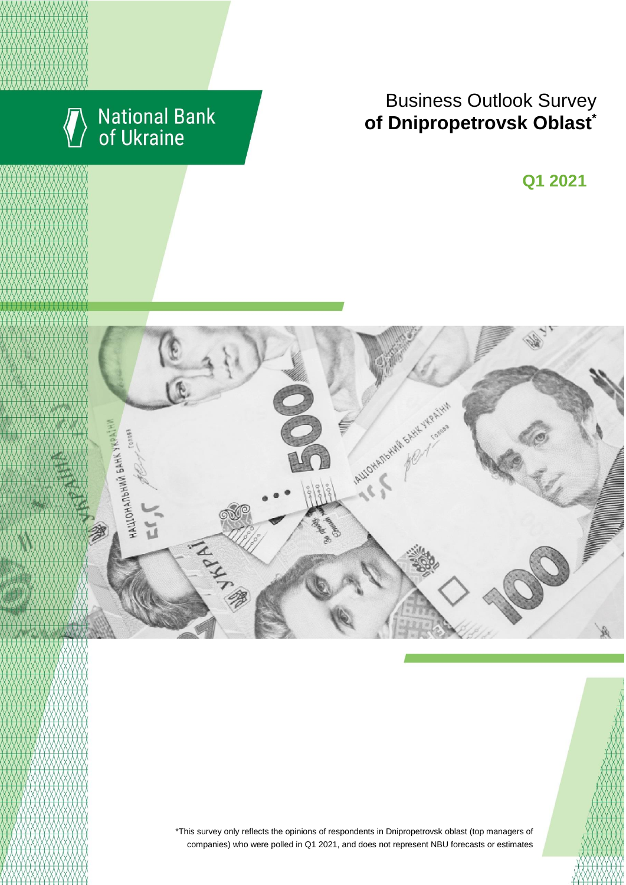National Bank of Ukraine

# Business Outlook Survey **of Dnipropetrovsk Oblast***

## Q1 2021

*This survey only reflects the opinions of respondents in Dnipropetrovsk oblast (top managers of companies) who were polled in Q1 2021, and does not represent NBU forecasts or estimates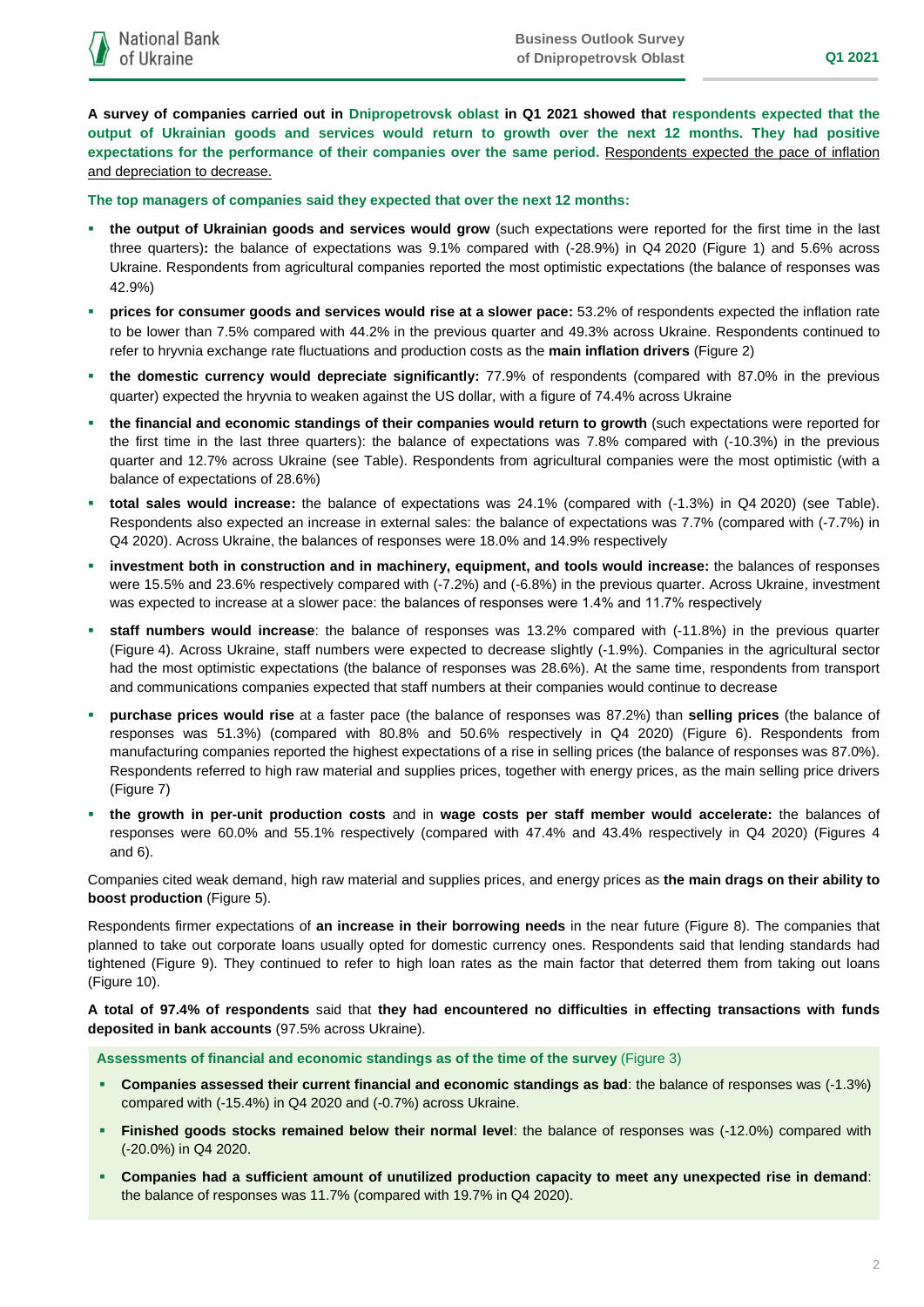**A survey of companies carried out in Dnipropetrovsk oblast in Q1 2021 showed that respondents expected that the output of Ukrainian goods and services would return to growth over the next 12 months. They had positive expectations for the performance of their companies over the same period.** Respondents expected the pace of inflation and depreciation to decrease.

**The top managers of companies said they expected that over the next 12 months:**

- **the output of Ukrainian goods and services would grow** (such expectations were reported for the first time in the last three quarters)**:** the balance of expectations was 9.1% compared with (-28.9%) in Q4 2020 (Figure 1) and 5.6% across Ukraine. Respondents from agricultural companies reported the most optimistic expectations (the balance of responses was 42.9%)
- **prices for consumer goods and services would rise at a slower pace:** 53.2% of respondents expected the inflation rate to be lower than 7.5% compared with 44.2% in the previous quarter and 49.3% across Ukraine. Respondents continued to refer to hryvnia exchange rate fluctuations and production costs as the **main inflation drivers** (Figure 2)
- **the domestic currency would depreciate significantly:** 77.9% of respondents (compared with 87.0% in the previous quarter) expected the hryvnia to weaken against the US dollar, with a figure of 74.4% across Ukraine
- **the financial and economic standings of their companies would return to growth** (such expectations were reported for the first time in the last three quarters): the balance of expectations was 7.8% compared with (-10.3%) in the previous quarter and 12.7% across Ukraine (see Table). Respondents from agricultural companies were the most optimistic (with a balance of expectations of 28.6%)
- **total sales would increase:** the balance of expectations was 24.1% (compared with (-1.3%) in Q4 2020) (see Table). Respondents also expected an increase in external sales: the balance of expectations was 7.7% (compared with (-7.7%) in Q4 2020). Across Ukraine, the balances of responses were 18.0% and 14.9% respectively
- **investment both in construction and in machinery, equipment, and tools would increase:** the balances of responses were 15.5% and 23.6% respectively compared with (-7.2%) and (-6.8%) in the previous quarter. Across Ukraine, investment was expected to increase at a slower pace: the balances of responses were 1.4% and 11.7% respectively
- **staff numbers would increase**: the balance of responses was 13.2% compared with (-11.8%) in the previous quarter (Figure 4). Across Ukraine, staff numbers were expected to decrease slightly (-1.9%). Companies in the agricultural sector had the most optimistic expectations (the balance of responses was 28.6%). At the same time, respondents from transport and communications companies expected that staff numbers at their companies would continue to decrease
- **purchase prices would rise** at a faster pace (the balance of responses was 87.2%) than **selling prices** (the balance of responses was 51.3%) (compared with 80.8% and 50.6% respectively in Q4 2020) (Figure 6). Respondents from manufacturing companies reported the highest expectations of a rise in selling prices (the balance of responses was 87.0%). Respondents referred to high raw material and supplies prices, together with energy prices, as the main selling price drivers (Figure 7)
- **the growth in per-unit production costs** and in **wage costs per staff member would accelerate:** the balances of responses were 60.0% and 55.1% respectively (compared with 47.4% and 43.4% respectively in Q4 2020) (Figures 4 and 6).

Companies cited weak demand, high raw material and supplies prices, and energy prices as **the main drags on their ability to boost production** (Figure 5).

Respondents firmer expectations of **an increase in their borrowing needs** in the near future (Figure 8). The companies that planned to take out corporate loans usually opted for domestic currency ones. Respondents said that lending standards had tightened (Figure 9). They continued to refer to high loan rates as the main factor that deterred them from taking out loans (Figure 10).

**A total of 97.4% of respondents** said that **they had encountered no difficulties in effecting transactions with funds deposited in bank accounts** (97.5% across Ukraine).

**Assessments of financial and economic standings as of the time of the survey** (Figure 3)

- **Companies assessed their current financial and economic standings as bad**: the balance of responses was (-1.3%) compared with (-15.4%) in Q4 2020 and (-0.7%) across Ukraine.
- **Finished goods stocks remained below their normal level**: the balance of responses was (-12.0%) compared with (-20.0%) in Q4 2020.
- **Companies had a sufficient amount of unutilized production capacity to meet any unexpected rise in demand**: the balance of responses was 11.7% (compared with 19.7% in Q4 2020).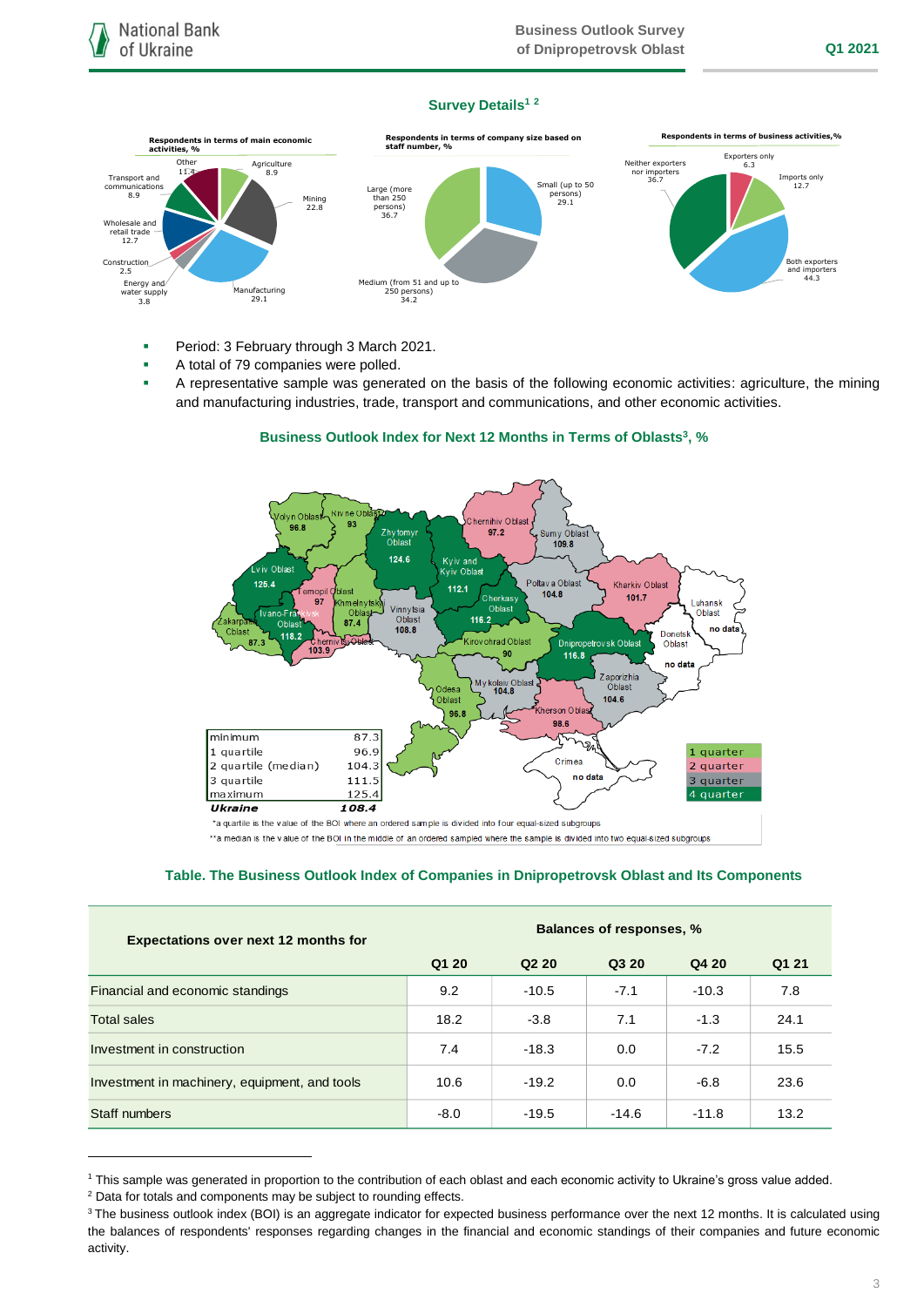## Survey Details[1] [2]

**Respondents in terms of main economic activities, %**

Other 11.4; Agriculture 8.9; Mining 22.8; Manufacturing 29.1; Energy and water supply 3.8; Construction 2.5; Wholesale and retail trade 12.7; Transport and communications 8.9

**Respondents in terms of company size based on staff number, %**

Small (up to 50 persons) 29.1; Medium (from 51 and up to 250 persons) 34.2; Large (more than 250 persons) 36.7

**Respondents in terms of business activities, %**

Exporters only 6.3; Imports only 12.7; Both exporters and importers 44.3; Neither exporters nor importers 36.7

- Period: 3 February through 3 March 2021.
- A total of 79 companies were polled.
- A representative sample was generated on the basis of the following economic activities: agriculture, the mining and manufacturing industries, trade, transport and communications, and other economic activities.

### Business Outlook Index for Next 12 Months in Terms of Oblasts[3], %

| Oblast | BOI |
|---|---|
| Volyn Oblast | 96.8 |
| Rivne Oblast | 93 |
| Zhytomyr Oblast | 124.6 |
| Chernihiv Oblast | 97.2 |
| Sumy Oblast | 109.8 |
| Lviv Oblast | 125.4 |
| Kyiv and Kyiv Oblast | 112.1 |
| Ternopil Oblast | 97 |
| Khmelnytskyi Oblast | 87.4 |
| Vinnytsia Oblast | 108.8 |
| Poltava Oblast | 104.8 |
| Kharkiv Oblast | 101.7 |
| Luhansk Oblast | no data |
| Zakarpattia Oblast | 87.3 |
| Ivano-Frankivsk Oblast | 118.2 |
| Chernivtsi Oblast | 103.9 |
| Cherkasy Oblast | 116.2 |
| Kirovohrad Oblast | 90 |
| Dnipropetrovsk Oblast | 116.8 |
| Donetsk Oblast | no data |
| Odesa Oblast | 96.8 |
| Mykolaiv Oblast | 104.8 |
| Zaporizhia Oblast | 104.6 |
| Kherson Oblast | 98.6 |
| Crimea | no data |

| | |
|---|---|
| minimum | 87.3 |
| 1 quartile | 96.9 |
| 2 quartile (median) | 104.3 |
| 3 quartile | 111.5 |
| maximum | 125.4 |
| ***Ukraine*** | ***108.4*** |

\*a quartile is the value of the BOI where an ordered sample is divided into four equal-sized subgroups

\*\*a median is the value of the BOI in the middle of an ordered sampled where the sample is divided into two equal-sized subgroups

### Table. The Business Outlook Index of Companies in Dnipropetrovsk Oblast and Its Components

| Expectations over next 12 months for | Balances of responses, % | | | | |
|---|---|---|---|---|---|
| | Q1 20 | Q2 20 | Q3 20 | Q4 20 | Q1 21 |
| Financial and economic standings | 9.2 | -10.5 | -7.1 | -10.3 | 7.8 |
| Total sales | 18.2 | -3.8 | 7.1 | -1.3 | 24.1 |
| Investment in construction | 7.4 | -18.3 | 0.0 | -7.2 | 15.5 |
| Investment in machinery, equipment, and tools | 10.6 | -19.2 | 0.0 | -6.8 | 23.6 |
| Staff numbers | -8.0 | -19.5 | -14.6 | -11.8 | 13.2 |

[1] This sample was generated in proportion to the contribution of each oblast and each economic activity to Ukraine's gross value added.

[2] Data for totals and components may be subject to rounding effects.

[3] The business outlook index (BOI) is an aggregate indicator for expected business performance over the next 12 months. It is calculated using the balances of respondents' responses regarding changes in the financial and economic standings of their companies and future economic activity.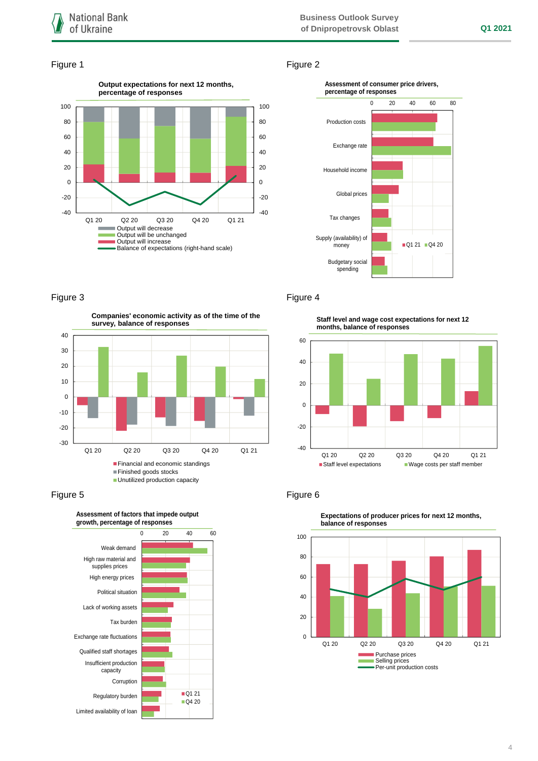Figure 1

**Output expectations for next 12 months, percentage of responses**

- Output will decrease
- Output will be unchanged
- Output will increase
- Balance of expectations (right-hand scale)

Figure 2

**Assessment of consumer price drivers, percentage of responses**

Production costs, Exchange rate, Household income, Global prices, Tax changes, Supply (availability) of money, Budgetary social spending

- Q1 21
- Q4 20

Figure 3

**Companies' economic activity as of the time of the survey, balance of responses**

- Financial and economic standings
- Finished goods stocks
- Unutilized production capacity

Figure 4

**Staff level and wage cost expectations for next 12 months, balance of responses**

- Staff level expectations
- Wage costs per staff member

Figure 5

**Assessment of factors that impede output growth, percentage of responses**

Weak demand, High raw material and supplies prices, High energy prices, Political situation, Lack of working assets, Tax burden, Exchange rate fluctuations, Qualified staff shortages, Insufficient production capacity, Corruption, Regulatory burden, Limited availability of loan

- Q1 21
- Q4 20

Figure 6

**Expectations of producer prices for next 12 months, balance of responses**

- Purchase prices
- Selling prices
- Per-unit production costs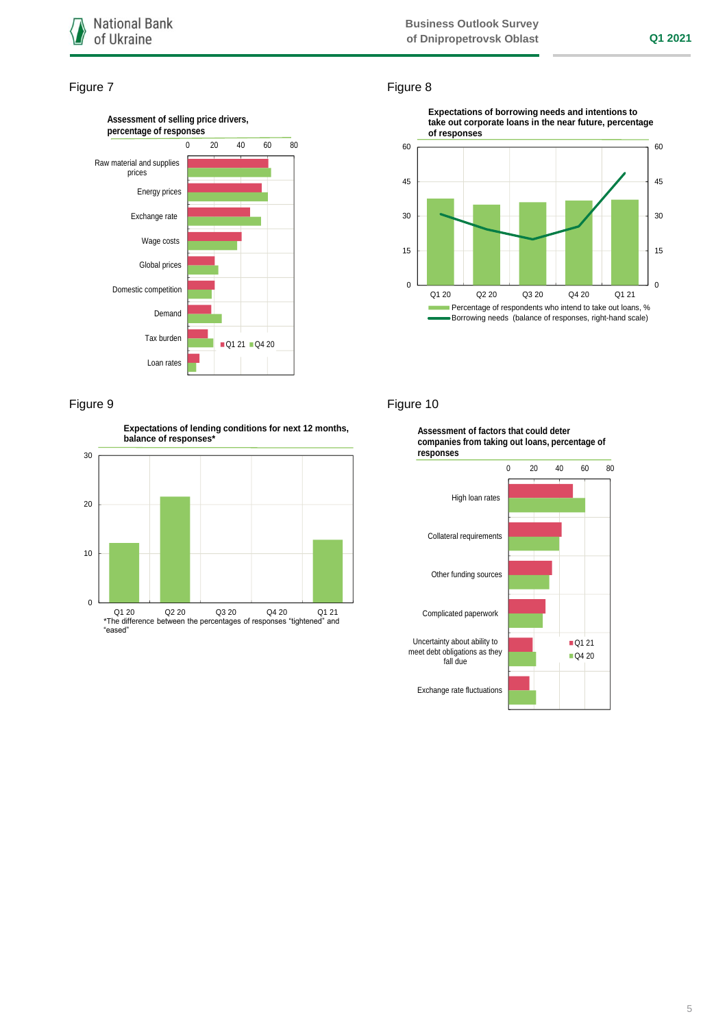Figure 7

**Assessment of selling price drivers, percentage of responses**

0 20 40 60 80

Raw material and supplies prices

Energy prices

Exchange rate

Wage costs

Global prices

Domestic competition

Demand

Tax burden

Loan rates

Q1 21 Q4 20

Figure 8

**Expectations of borrowing needs and intentions to take out corporate loans in the near future, percentage of responses**

60 45 30 15 0

Q1 20 Q2 20 Q3 20 Q4 20 Q1 21

Percentage of respondents who intend to take out loans, %

Borrowing needs (balance of responses, right-hand scale)

Figure 9

**Expectations of lending conditions for next 12 months, balance of responses***

30 20 10 0

Q1 20 Q2 20 Q3 20 Q4 20 Q1 21

*The difference between the percentages of responses "tightened" and "eased"

Figure 10

**Assessment of factors that could deter companies from taking out loans, percentage of responses**

0 20 40 60 80

High loan rates

Collateral requirements

Other funding sources

Complicated paperwork

Uncertainty about ability to meet debt obligations as they fall due

Exchange rate fluctuations

Q1 21 Q4 20